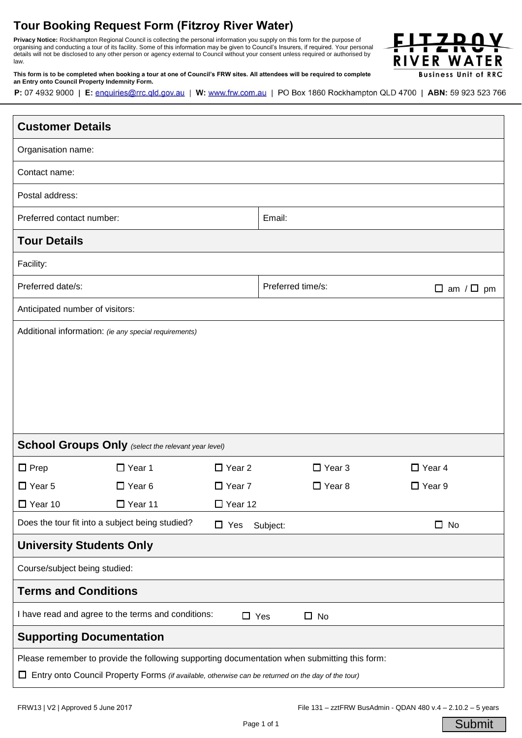# Tour Booking Request Form (Fitzroy River Water)

**Privacy Notice:** Rockhampton Regional Council is collecting the personal information you supply on this form for the purpose of organising and conducting a tour of its facility. Some of this information may be given to Council's Insurers, if required. Your personal details will not be disclosed to any other person or agency external to Council without your consent unless required or authorised by law.

**This form is to be completed when booking a tour at one of Council's FRW sites. All attendees will be required to complete an Entry onto Council Property Indemnity Form.**

FITZROY RIVER WATER
Business Unit of RRC

**P:** 07 4932 9000 | **E:** enquiries@rrc.qld.gov.au | **W:** www.frw.com.au | PO Box 1860 Rockhampton QLD 4700 | **ABN:** 59 923 523 766

## Customer Details

Organisation name:

Contact name:

Postal address:

| Preferred contact number: | Email: |
|---|---|

## Tour Details

Facility:

| Preferred date/s: | Preferred time/s: ☐ am / ☐ pm |
|---|---|

Anticipated number of visitors:

Additional information: *(ie any special requirements)*

## School Groups Only *(select the relevant year level)*

| | | | | |
|---|---|---|---|---|
| ☐ Prep | ☐ Year 1 | ☐ Year 2 | ☐ Year 3 | ☐ Year 4 |
| ☐ Year 5 | ☐ Year 6 | ☐ Year 7 | ☐ Year 8 | ☐ Year 9 |
| ☐ Year 10 | ☐ Year 11 | ☐ Year 12 | | |

Does the tour fit into a subject being studied? ☐ Yes Subject: ☐ No

## University Students Only

Course/subject being studied:

## Terms and Conditions

I have read and agree to the terms and conditions: ☐ Yes ☐ No

## Supporting Documentation

Please remember to provide the following supporting documentation when submitting this form:

☐ Entry onto Council Property Forms *(if available, otherwise can be returned on the day of the tour)*

FRW13 | V2 | Approved 5 June 2017

File 131 – zztFRW BusAdmin - QDAN 480 v.4 – 2.10.2 – 5 years

Submit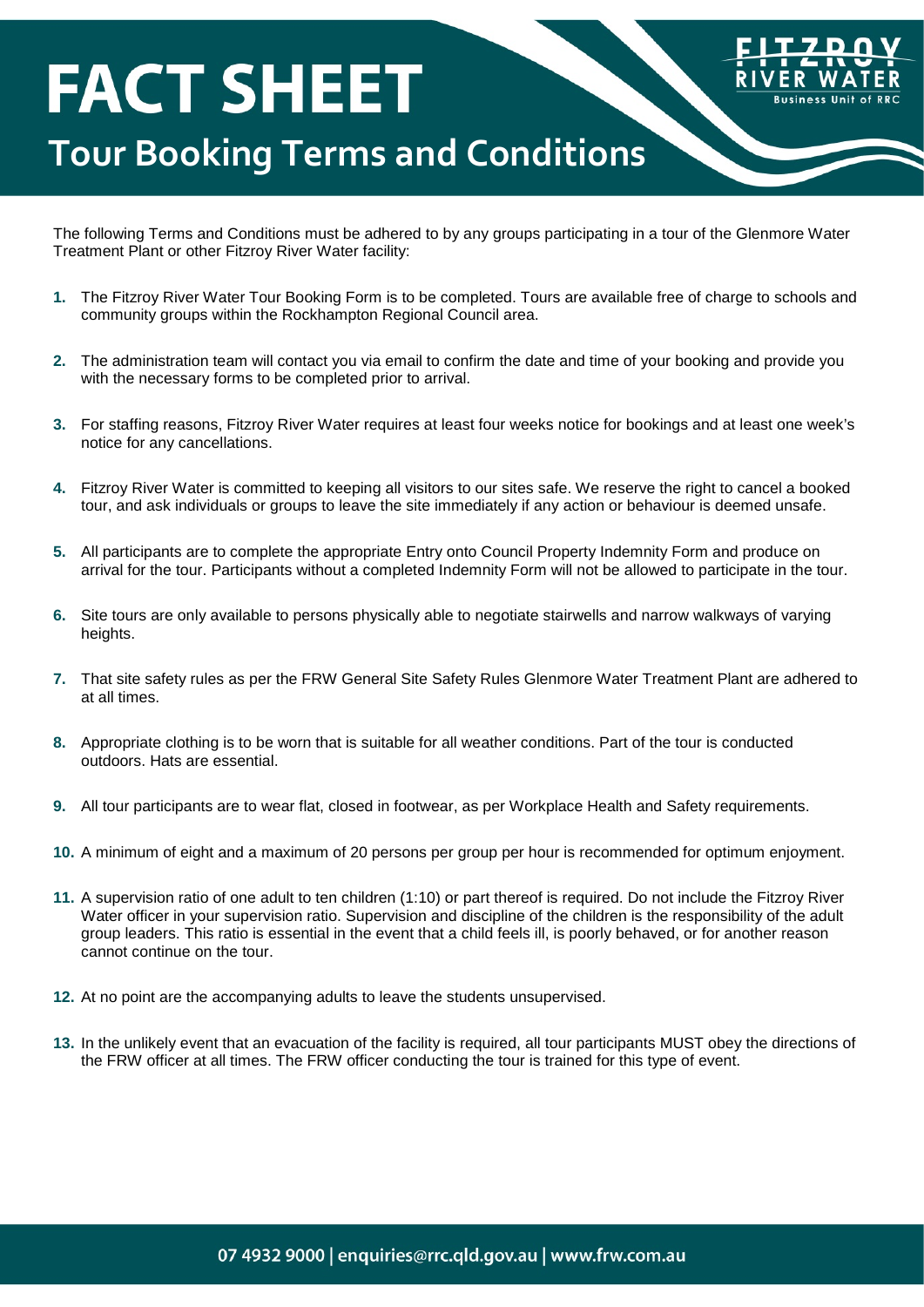# FACT SHEET

## Tour Booking Terms and Conditions

FITZROY RIVER WATER
Business Unit of RRC

The following Terms and Conditions must be adhered to by any groups participating in a tour of the Glenmore Water Treatment Plant or other Fitzroy River Water facility:

1. The Fitzroy River Water Tour Booking Form is to be completed. Tours are available free of charge to schools and community groups within the Rockhampton Regional Council area.
2. The administration team will contact you via email to confirm the date and time of your booking and provide you with the necessary forms to be completed prior to arrival.
3. For staffing reasons, Fitzroy River Water requires at least four weeks notice for bookings and at least one week's notice for any cancellations.
4. Fitzroy River Water is committed to keeping all visitors to our sites safe. We reserve the right to cancel a booked tour, and ask individuals or groups to leave the site immediately if any action or behaviour is deemed unsafe.
5. All participants are to complete the appropriate Entry onto Council Property Indemnity Form and produce on arrival for the tour. Participants without a completed Indemnity Form will not be allowed to participate in the tour.
6. Site tours are only available to persons physically able to negotiate stairwells and narrow walkways of varying heights.
7. That site safety rules as per the FRW General Site Safety Rules Glenmore Water Treatment Plant are adhered to at all times.
8. Appropriate clothing is to be worn that is suitable for all weather conditions. Part of the tour is conducted outdoors. Hats are essential.
9. All tour participants are to wear flat, closed in footwear, as per Workplace Health and Safety requirements.
10. A minimum of eight and a maximum of 20 persons per group per hour is recommended for optimum enjoyment.
11. A supervision ratio of one adult to ten children (1:10) or part thereof is required. Do not include the Fitzroy River Water officer in your supervision ratio. Supervision and discipline of the children is the responsibility of the adult group leaders. This ratio is essential in the event that a child feels ill, is poorly behaved, or for another reason cannot continue on the tour.
12. At no point are the accompanying adults to leave the students unsupervised.
13. In the unlikely event that an evacuation of the facility is required, all tour participants MUST obey the directions of the FRW officer at all times. The FRW officer conducting the tour is trained for this type of event.

07 4932 9000 | enquiries@rrc.qld.gov.au | www.frw.com.au